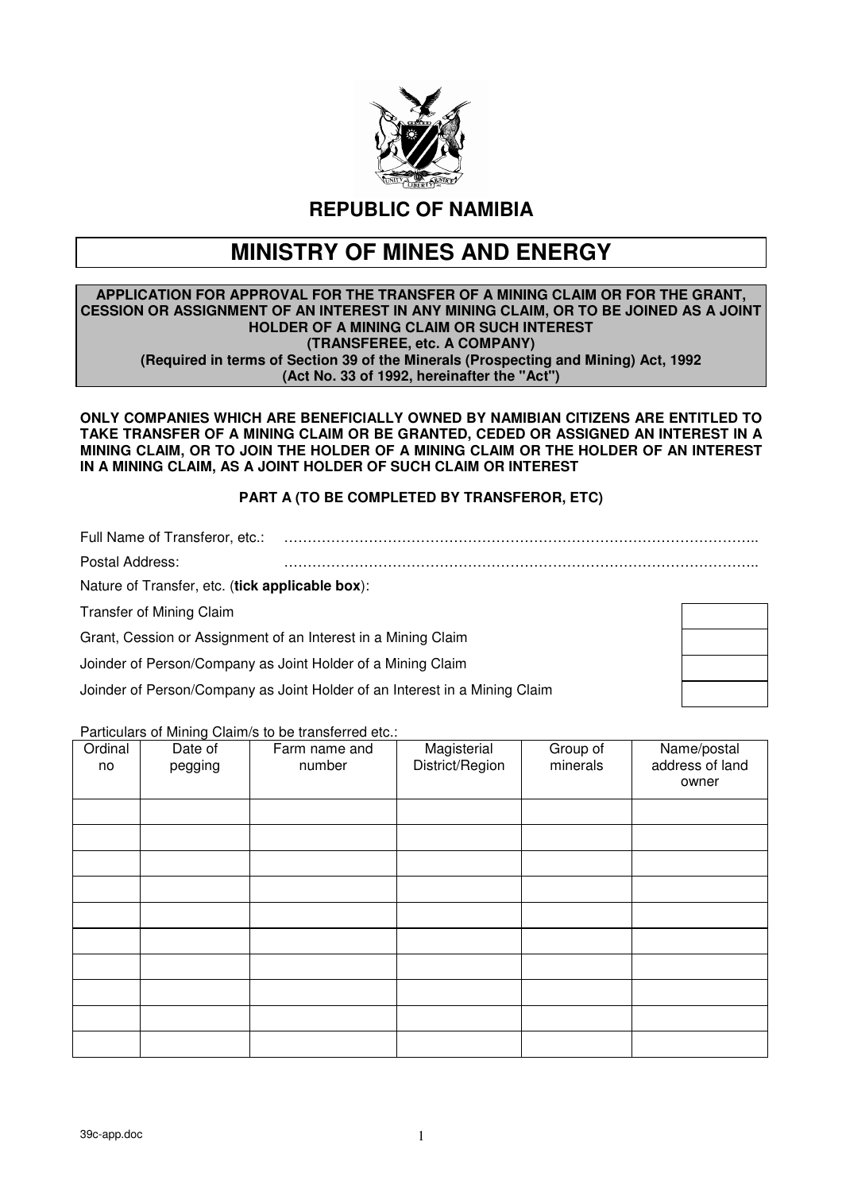## REPUBLIC OF NAMIBIA

# MINISTRY OF MINES AND ENERGY

**APPLICATION FOR APPROVAL FOR THE TRANSFER OF A MINING CLAIM OR FOR THE GRANT, CESSION OR ASSIGNMENT OF AN INTEREST IN ANY MINING CLAIM, OR TO BE JOINED AS A JOINT HOLDER OF A MINING CLAIM OR SUCH INTEREST**
**(TRANSFEREE, etc. A COMPANY)**
**(Required in terms of Section 39 of the Minerals (Prospecting and Mining) Act, 1992 (Act No. 33 of 1992, hereinafter the "Act")**

**ONLY COMPANIES WHICH ARE BENEFICIALLY OWNED BY NAMIBIAN CITIZENS ARE ENTITLED TO TAKE TRANSFER OF A MINING CLAIM OR BE GRANTED, CEDED OR ASSIGNED AN INTEREST IN A MINING CLAIM, OR TO JOIN THE HOLDER OF A MINING CLAIM OR THE HOLDER OF AN INTEREST IN A MINING CLAIM, AS A JOINT HOLDER OF SUCH CLAIM OR INTEREST**

### PART A (TO BE COMPLETED BY TRANSFEROR, ETC)

Full Name of Transferor, etc.: ……………………………………………………………………………………..

Postal Address: ……………………………………………………………………………………..

Nature of Transfer, etc. (**tick applicable box**):

| | |
|---|---|
| Transfer of Mining Claim | |
| Grant, Cession or Assignment of an Interest in a Mining Claim | |
| Joinder of Person/Company as Joint Holder of a Mining Claim | |
| Joinder of Person/Company as Joint Holder of an Interest in a Mining Claim | |

Particulars of Mining Claim/s to be transferred etc.:

| Ordinal no | Date of pegging | Farm name and number | Magisterial District/Region | Group of minerals | Name/postal address of land owner |
|---|---|---|---|---|---|
| | | | | | |
| | | | | | |
| | | | | | |
| | | | | | |
| | | | | | |
| | | | | | |
| | | | | | |
| | | | | | |
| | | | | | |
| | | | | | |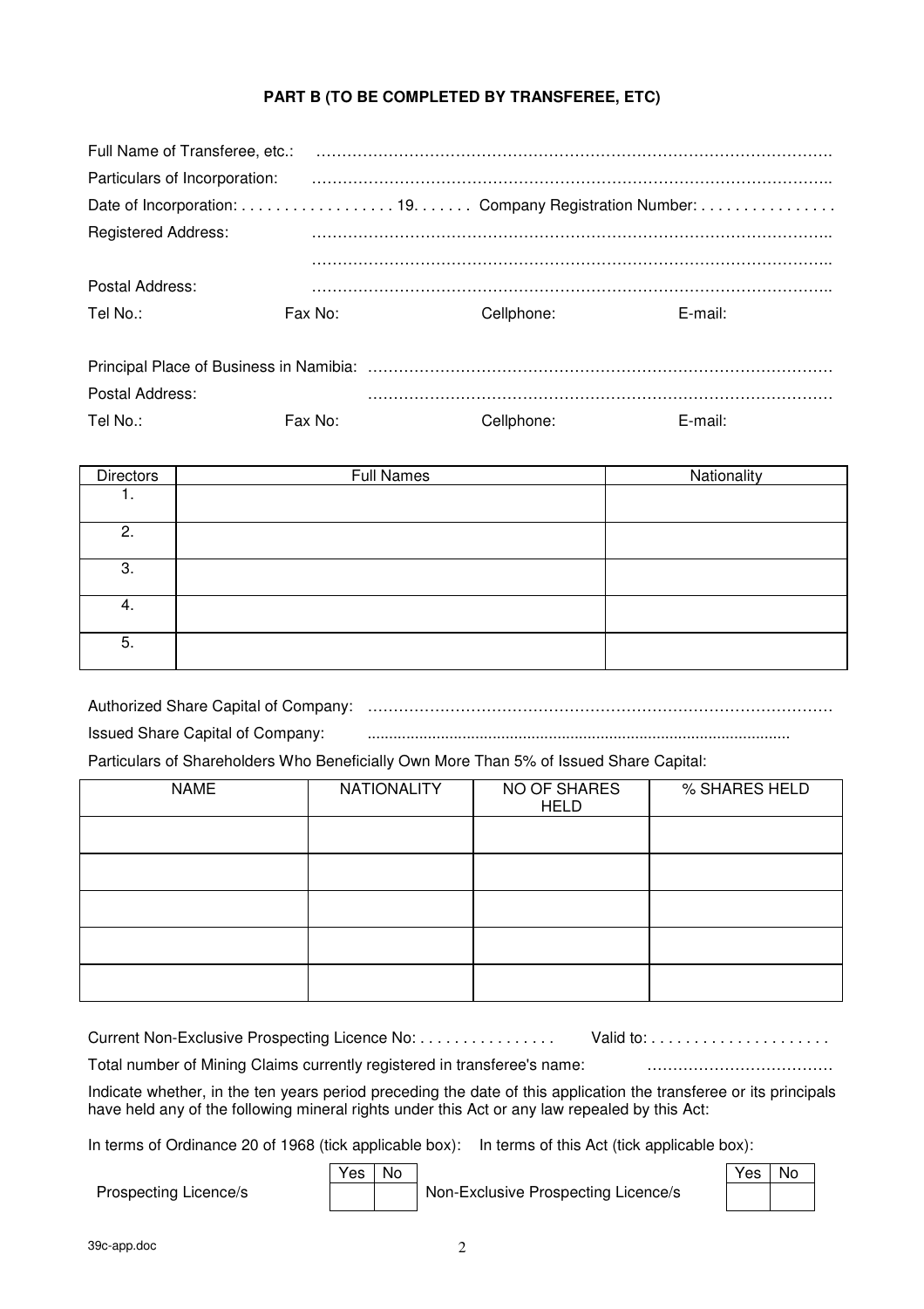**PART B (TO BE COMPLETED BY TRANSFEREE, ETC)**

Full Name of Transferee, etc.: ……………………………………………………………………………………….

Particulars of Incorporation: ………………………………………………………………………………………..

Date of Incorporation: . . . . . . . . . . . . . . . . . . 19. . . . . . . Company Registration Number: . . . . . . . . . . . . . . . .

Registered Address: ………………………………………………………………………………………..

………………………………………………………………………………………..

Postal Address: ………………………………………………………………………………………..

Tel No.: Fax No: Cellphone: E-mail:

Principal Place of Business in Namibia: ……………………………………………………………………………

Postal Address: ……………………………………………………………………………

Tel No.: Fax No: Cellphone: E-mail:

| Directors | Full Names | Nationality |
|---|---|---|
| 1. | | |
| 2. | | |
| 3. | | |
| 4. | | |
| 5. | | |

Authorized Share Capital of Company: ……………………………………………………………………………

Issued Share Capital of Company: ………………………………………………………………………………

Particulars of Shareholders Who Beneficially Own More Than 5% of Issued Share Capital:

| NAME | NATIONALITY | NO OF SHARES HELD | % SHARES HELD |
|---|---|---|---|
| | | | |
| | | | |
| | | | |
| | | | |
| | | | |

Current Non-Exclusive Prospecting Licence No: . . . . . . . . . . . . . . . . Valid to: . . . . . . . . . . . . . . . . . . . . .

Total number of Mining Claims currently registered in transferee's name: ………………………………

Indicate whether, in the ten years period preceding the date of this application the transferee or its principals have held any of the following mineral rights under this Act or any law repealed by this Act:

In terms of Ordinance 20 of 1968 (tick applicable box): In terms of this Act (tick applicable box):

| | Yes | No |
|---|---|---|
| Prospecting Licence/s | | |

| | Yes | No |
|---|---|---|
| Non-Exclusive Prospecting Licence/s | | |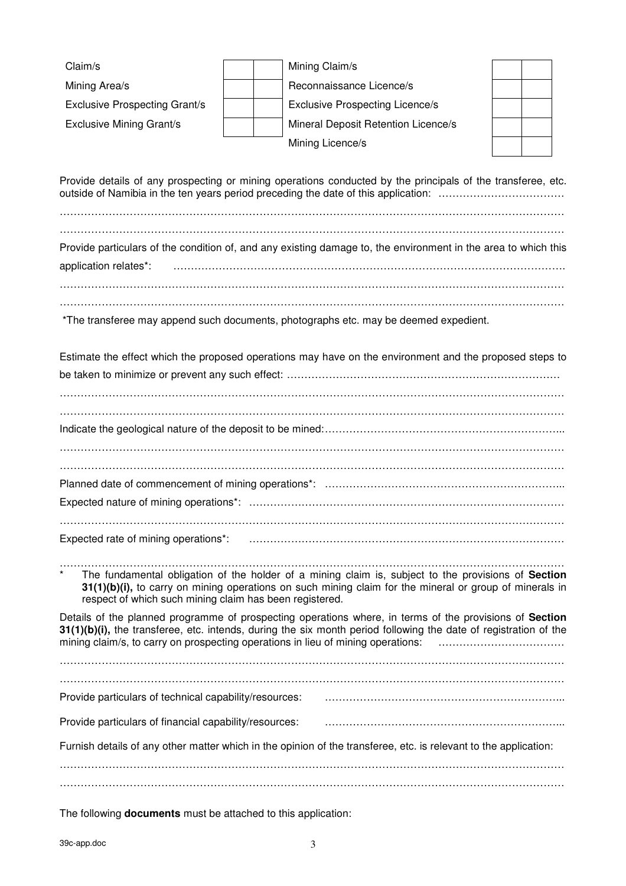| | | | | | |
|---|---|---|---|---|---|
| Claim/s | | | Mining Claim/s | | |
| Mining Area/s | | | Reconnaissance Licence/s | | |
| Exclusive Prospecting Grant/s | | | Exclusive Prospecting Licence/s | | |
| Exclusive Mining Grant/s | | | Mineral Deposit Retention Licence/s | | |
| | | | Mining Licence/s | | |

Provide details of any prospecting or mining operations conducted by the principals of the transferee, etc. outside of Namibia in the ten years period preceding the date of this application: ………………………………

……………………………………………………………………………………………………………………………

……………………………………………………………………………………………………………………………

Provide particulars of the condition of, and any existing damage to, the environment in the area to which this application relates*: ……………………………………………………………………………………………….

……………………………………………………………………………………………………………………………

……………………………………………………………………………………………………………………………

*The transferee may append such documents, photographs etc. may be deemed expedient.

Estimate the effect which the proposed operations may have on the environment and the proposed steps to be taken to minimize or prevent any such effect: ……………………………………………………………………

……………………………………………………………………………………………………………………………

……………………………………………………………………………………………………………………………

Indicate the geological nature of the deposit to be mined:…………………………………………………………..

……………………………………………………………………………………………………………………………

……………………………………………………………………………………………………………………………

Planned date of commencement of mining operations*: …………………………………………………………...

Expected nature of mining operations*: ………………………………………………………………………………

……………………………………………………………………………………………………………………………

Expected rate of mining operations*: ………………………………………………………………………………

……………………………………………………………………………………………………………………………

\* The fundamental obligation of the holder of a mining claim is, subject to the provisions of **Section 31(1)(b)(i),** to carry on mining operations on such mining claim for the mineral or group of minerals in respect of which such mining claim has been registered.

Details of the planned programme of prospecting operations where, in terms of the provisions of **Section 31(1)(b)(i),** the transferee, etc. intends, during the six month period following the date of registration of the mining claim/s, to carry on prospecting operations in lieu of mining operations: ………………………………

……………………………………………………………………………………………………………………………

……………………………………………………………………………………………………………………………

Provide particulars of technical capability/resources: …………………………………………………………...

Provide particulars of financial capability/resources: …………………………………………………………...

Furnish details of any other matter which in the opinion of the transferee, etc. is relevant to the application:

……………………………………………………………………………………………………………………………

……………………………………………………………………………………………………………………………

The following **documents** must be attached to this application: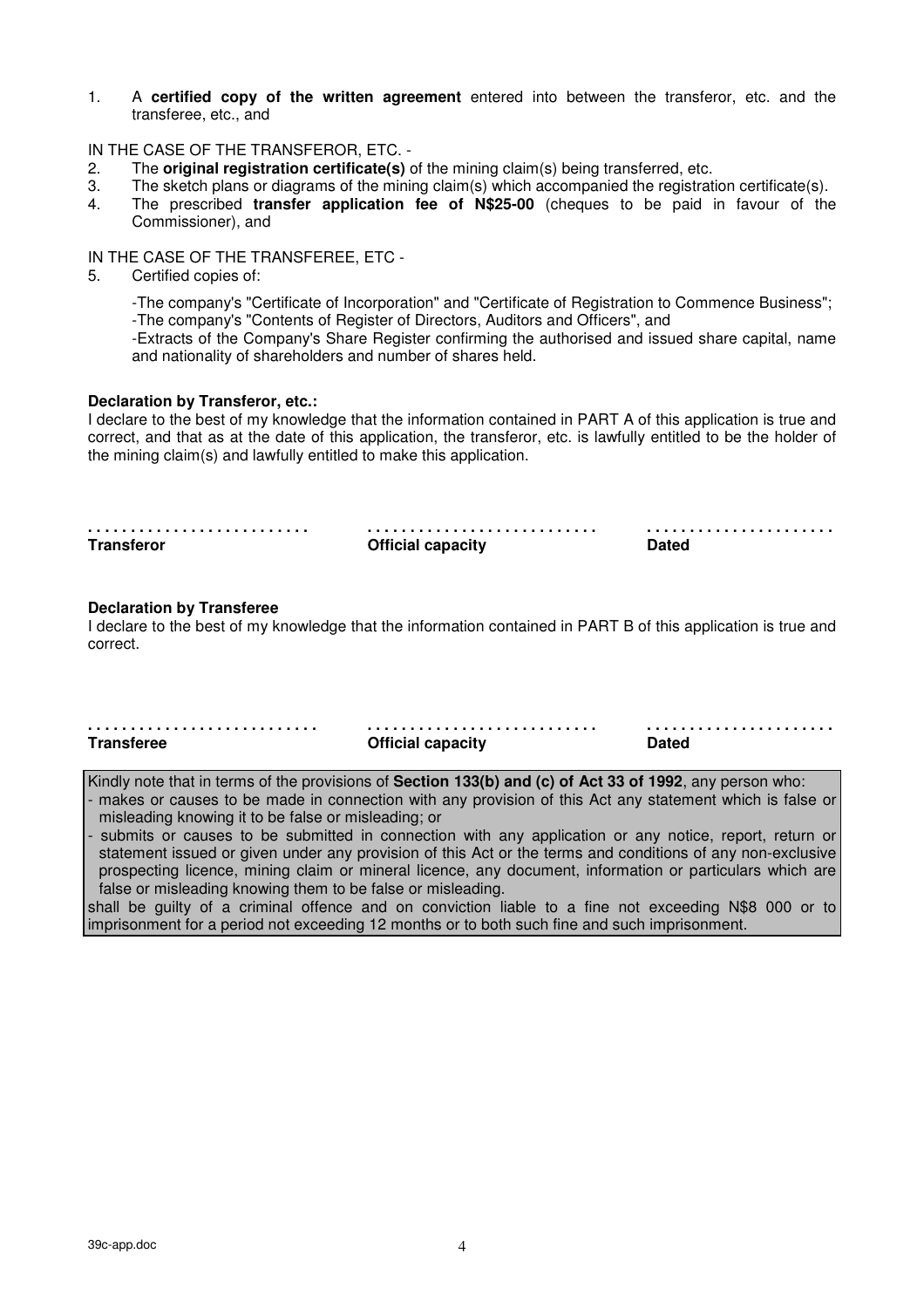1. A **certified copy of the written agreement** entered into between the transferor, etc. and the transferee, etc., and

IN THE CASE OF THE TRANSFEROR, ETC. -

2. The **original registration certificate(s)** of the mining claim(s) being transferred, etc.
3. The sketch plans or diagrams of the mining claim(s) which accompanied the registration certificate(s).
4. The prescribed **transfer application fee of N$25-00** (cheques to be paid in favour of the Commissioner), and

IN THE CASE OF THE TRANSFEREE, ETC -

5. Certified copies of:

   -The company's "Certificate of Incorporation" and "Certificate of Registration to Commence Business";
   -The company's "Contents of Register of Directors, Auditors and Officers", and
   -Extracts of the Company's Share Register confirming the authorised and issued share capital, name and nationality of shareholders and number of shares held.

**Declaration by Transferor, etc.:**

I declare to the best of my knowledge that the information contained in PART A of this application is true and correct, and that as at the date of this application, the transferor, etc. is lawfully entitled to be the holder of the mining claim(s) and lawfully entitled to make this application.

| | | |
|---|---|---|
| .......................... | .......................... | ...................... |
| **Transferor** | **Official capacity** | **Dated** |

**Declaration by Transferee**

I declare to the best of my knowledge that the information contained in PART B of this application is true and correct.

| | | |
|---|---|---|
| .......................... | .......................... | ...................... |
| **Transferee** | **Official capacity** | **Dated** |

Kindly note that in terms of the provisions of **Section 133(b) and (c) of Act 33 of 1992**, any person who:

- makes or causes to be made in connection with any provision of this Act any statement which is false or misleading knowing it to be false or misleading; or
- submits or causes to be submitted in connection with any application or any notice, report, return or statement issued or given under any provision of this Act or the terms and conditions of any non-exclusive prospecting licence, mining claim or mineral licence, any document, information or particulars which are false or misleading knowing them to be false or misleading.

shall be guilty of a criminal offence and on conviction liable to a fine not exceeding N$8 000 or to imprisonment for a period not exceeding 12 months or to both such fine and such imprisonment.